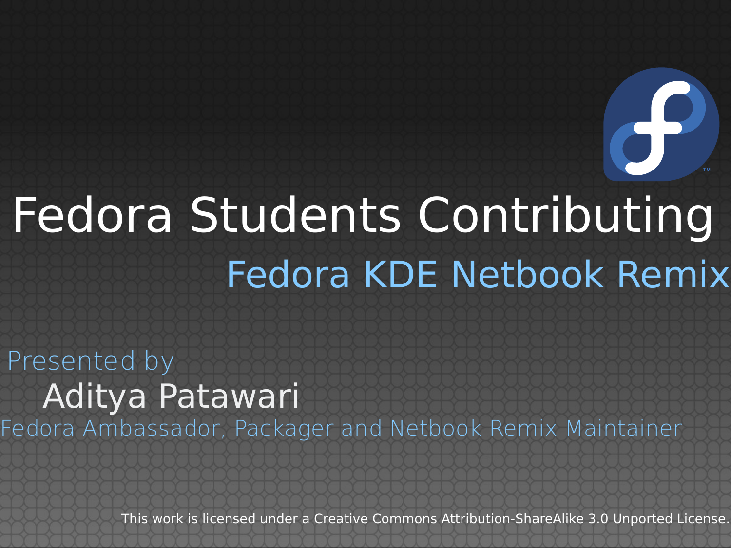# Fedora Students Contributing

## Fedora KDE Netbook Remix

Presented by

Aditya Patawari

Fedora Ambassador, Packager and Netbook Remix Maintainer

This work is licensed under a Creative Commons Attribution-ShareAlike 3.0 Unported License.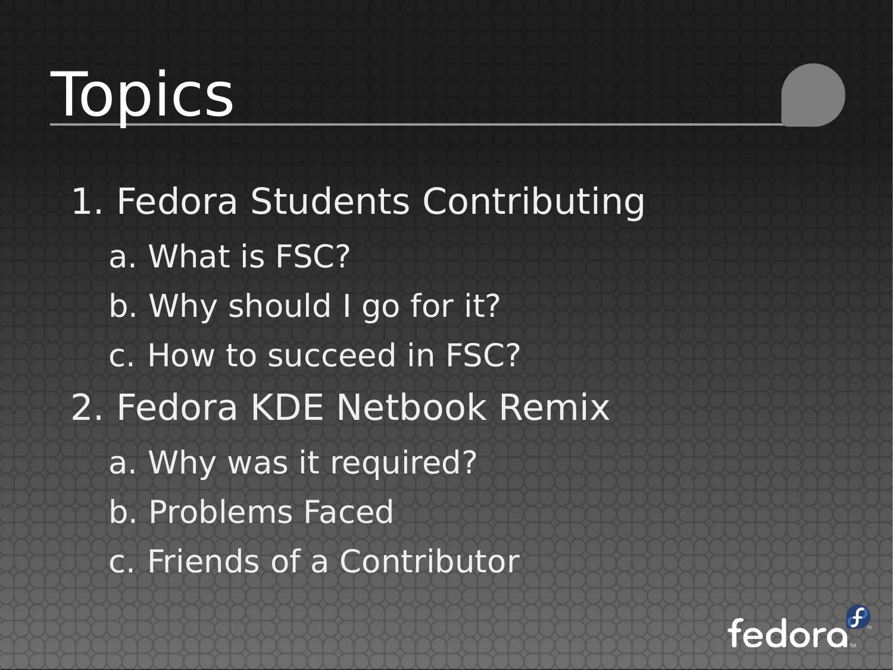# Topics

1. Fedora Students Contributing
   - a. What is FSC?
   - b. Why should I go for it?
   - c. How to succeed in FSC?
2. Fedora KDE Netbook Remix
   - a. Why was it required?
   - b. Problems Faced
   - c. Friends of a Contributor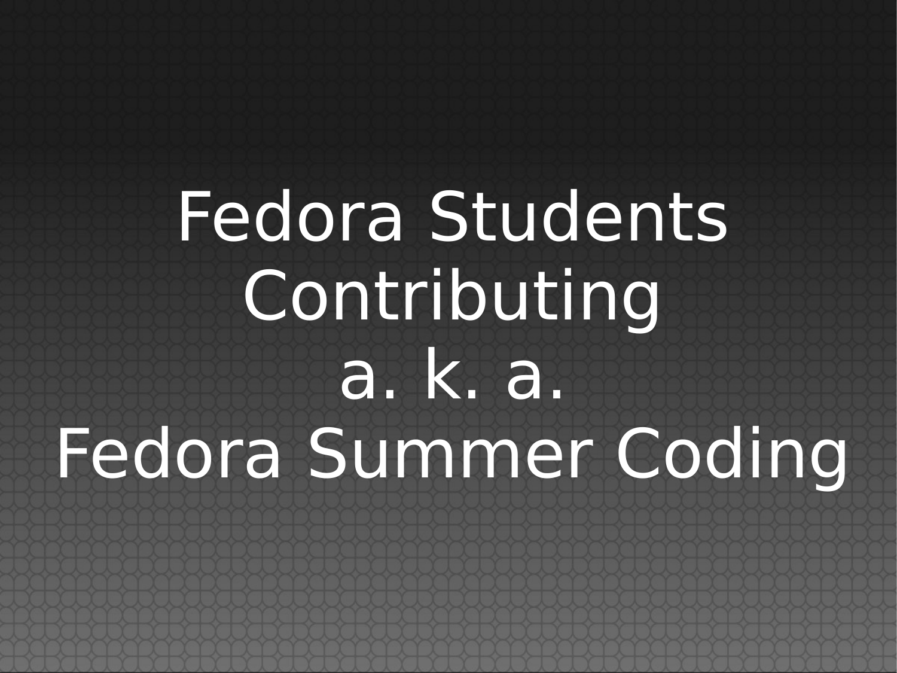# Fedora Students Contributing a. k. a. Fedora Summer Coding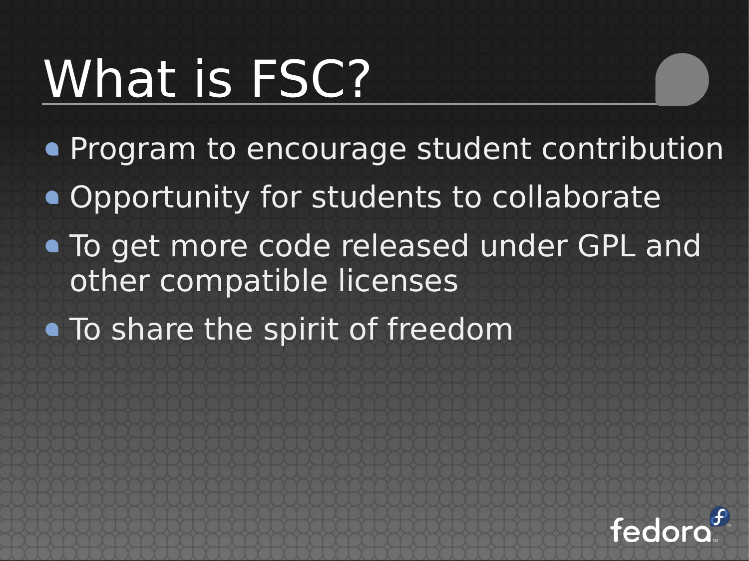# What is FSC?

- Program to encourage student contribution
- Opportunity for students to collaborate
- To get more code released under GPL and other compatible licenses
- To share the spirit of freedom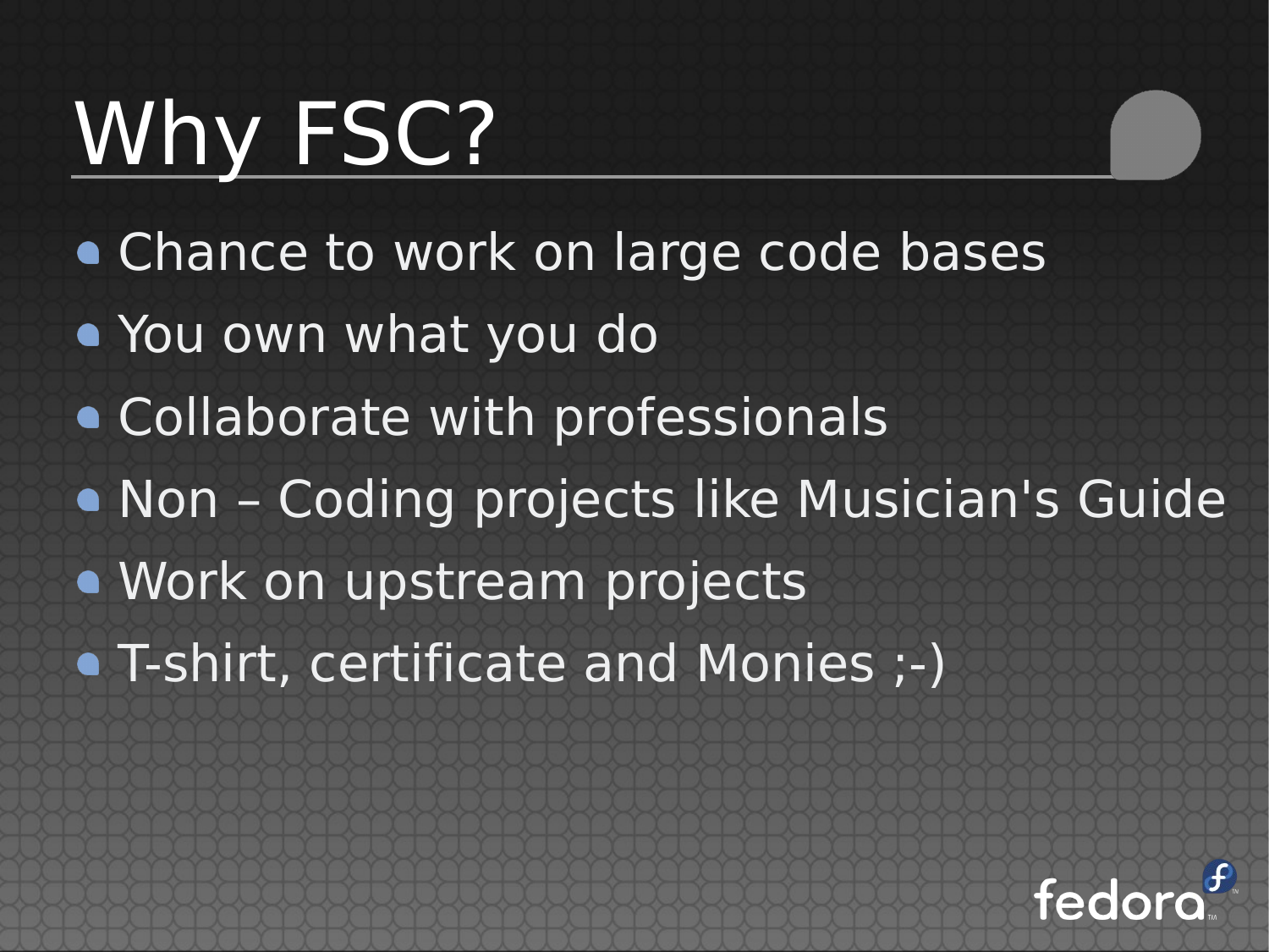# Why FSC?

- Chance to work on large code bases
- You own what you do
- Collaborate with professionals
- Non – Coding projects like Musician's Guide
- Work on upstream projects
- T-shirt, certificate and Monies ;-)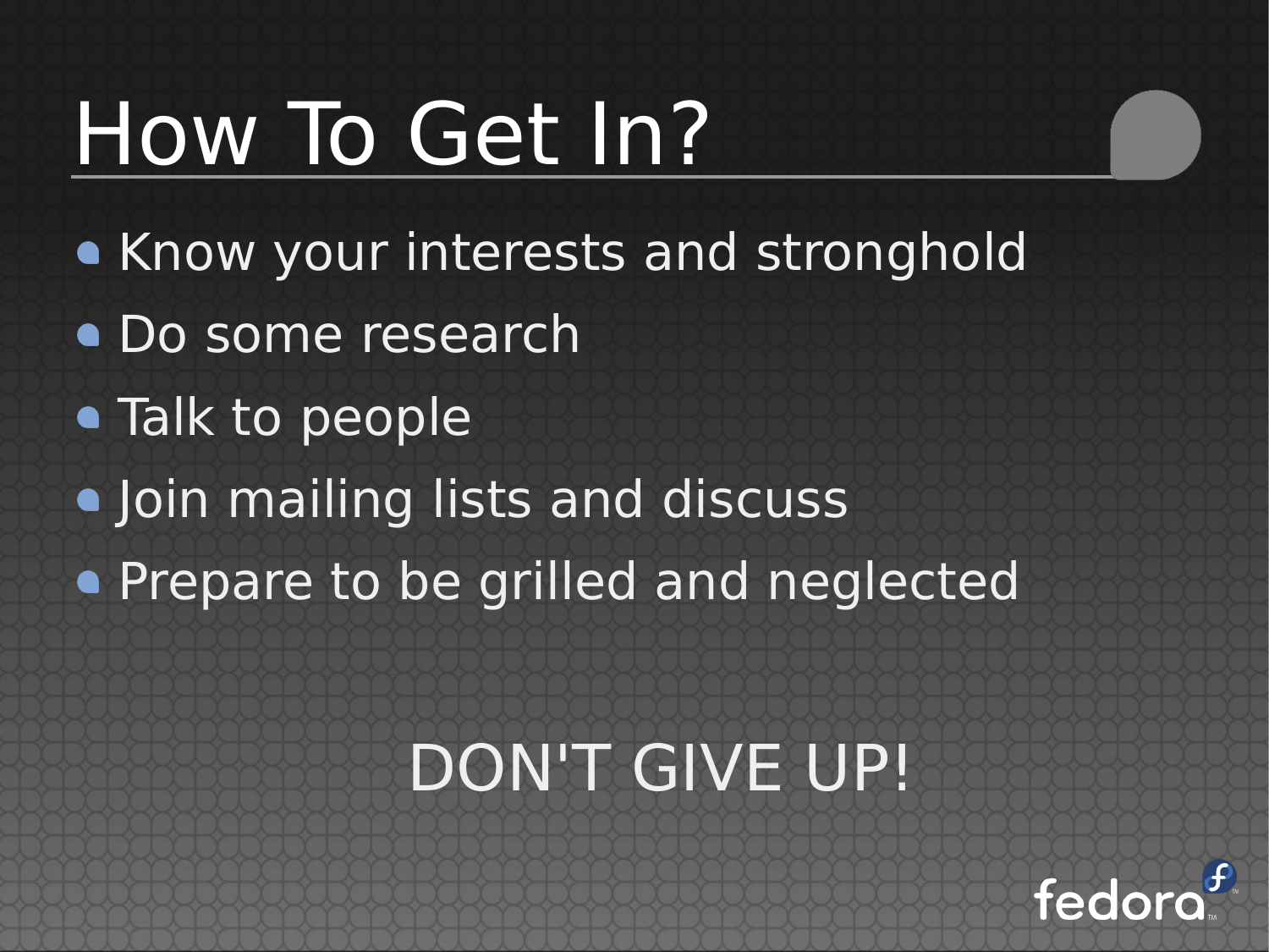# How To Get In?

- Know your interests and stronghold
- Do some research
- Talk to people
- Join mailing lists and discuss
- Prepare to be grilled and neglected

DON'T GIVE UP!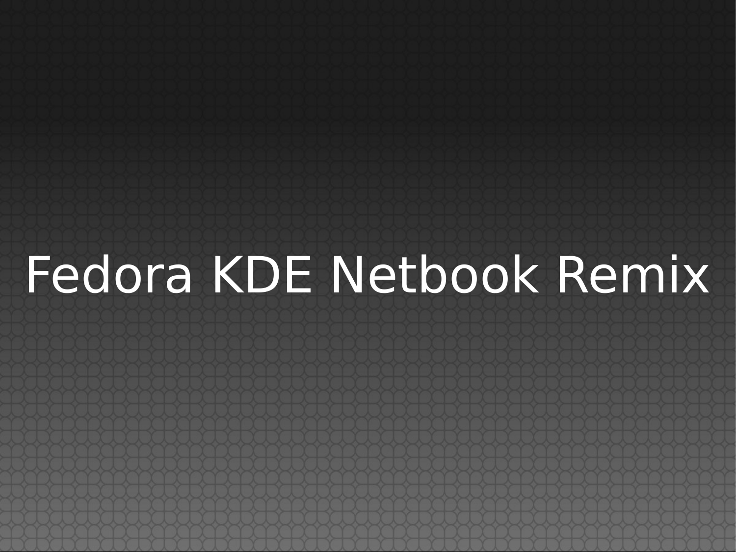# Fedora KDE Netbook Remix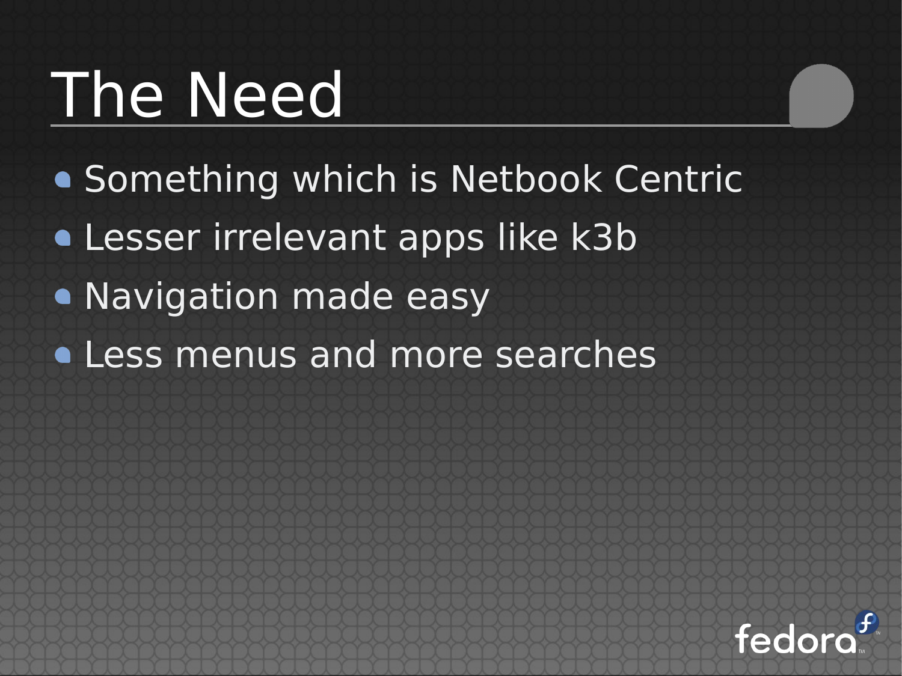# The Need

- Something which is Netbook Centric
- Lesser irrelevant apps like k3b
- Navigation made easy
- Less menus and more searches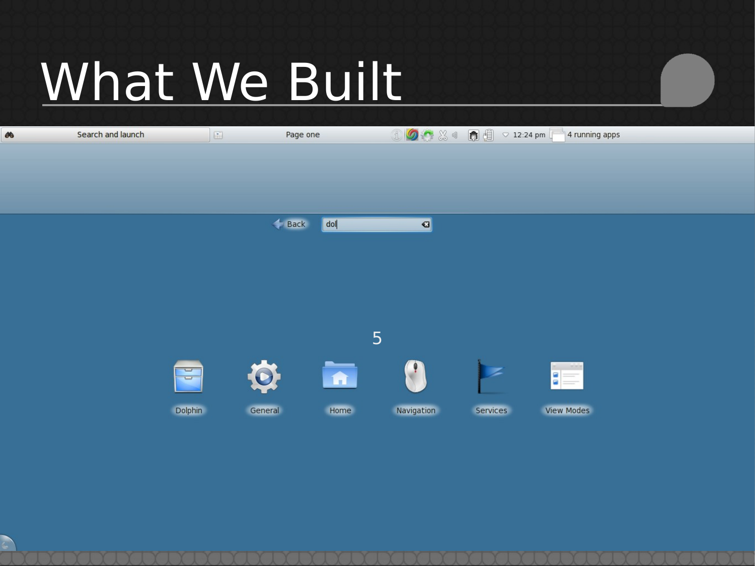# What We Built

Search and launch | Page one | 12:24 pm | 4 running apps

Back | dol

5

Dolphin | General | Home | Navigation | Services | View Modes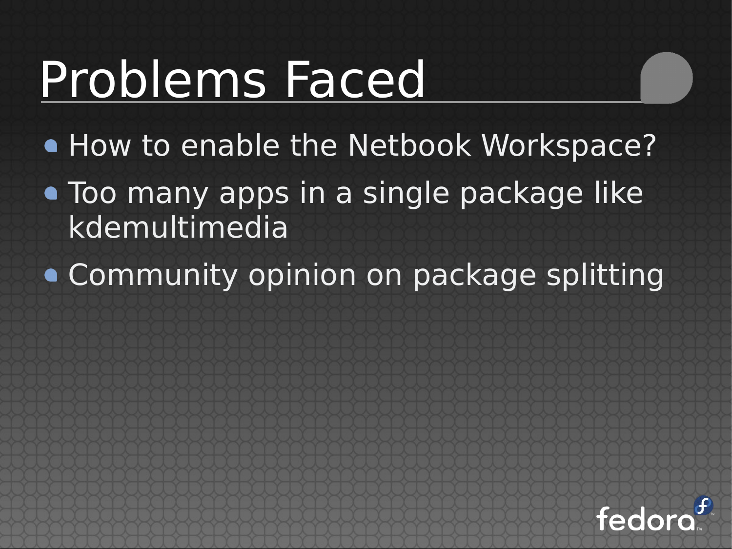# Problems Faced

- How to enable the Netbook Workspace?
- Too many apps in a single package like kdemultimedia
- Community opinion on package splitting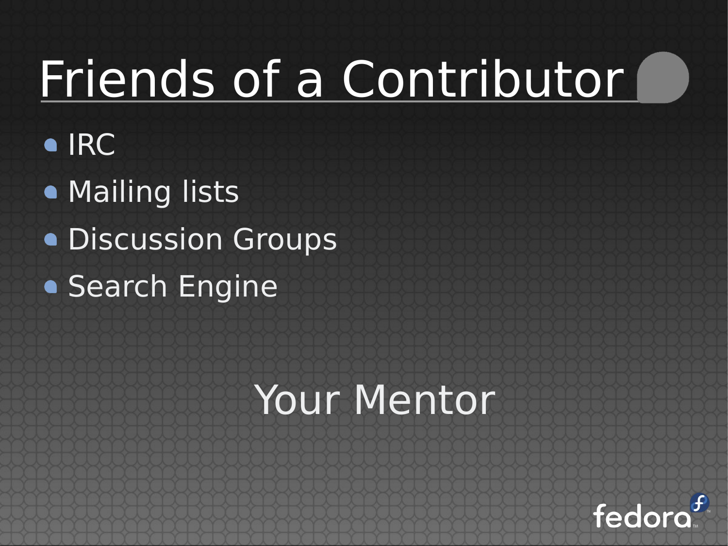# Friends of a Contributor

- IRC
- Mailing lists
- Discussion Groups
- Search Engine

Your Mentor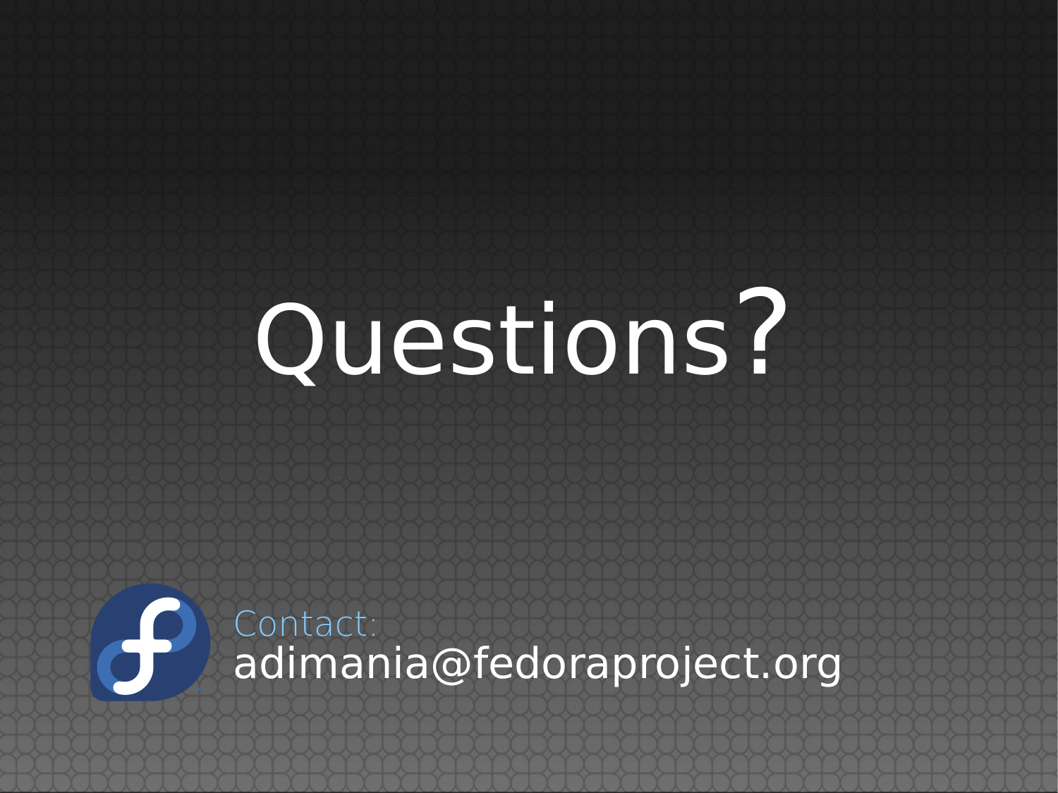# Questions?

Contact:
adimania@fedoraproject.org